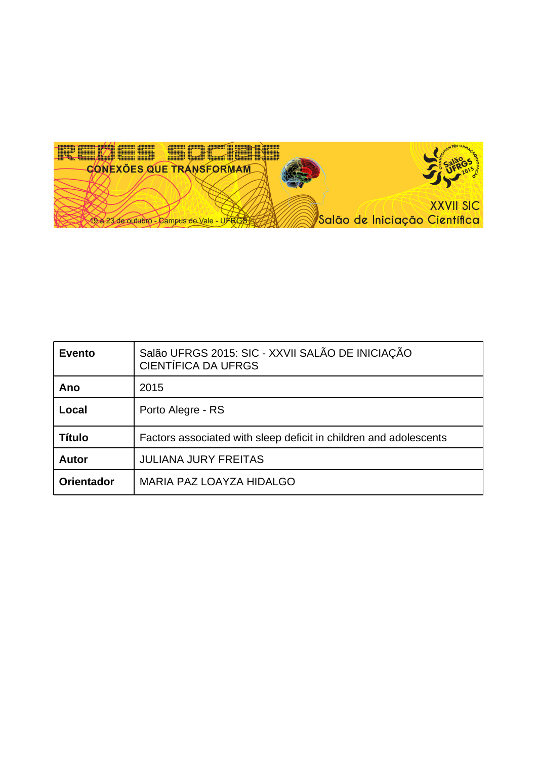| Evento | Salão UFRGS 2015: SIC - XXVII SALÃO DE INICIAÇÃO CIENTÍFICA DA UFRGS |
| --- | --- |
| Ano | 2015 |
| Local | Porto Alegre - RS |
| Título | Factors associated with sleep deficit in children and adolescents |
| Autor | JULIANA JURY FREITAS |
| Orientador | MARIA PAZ LOAYZA HIDALGO |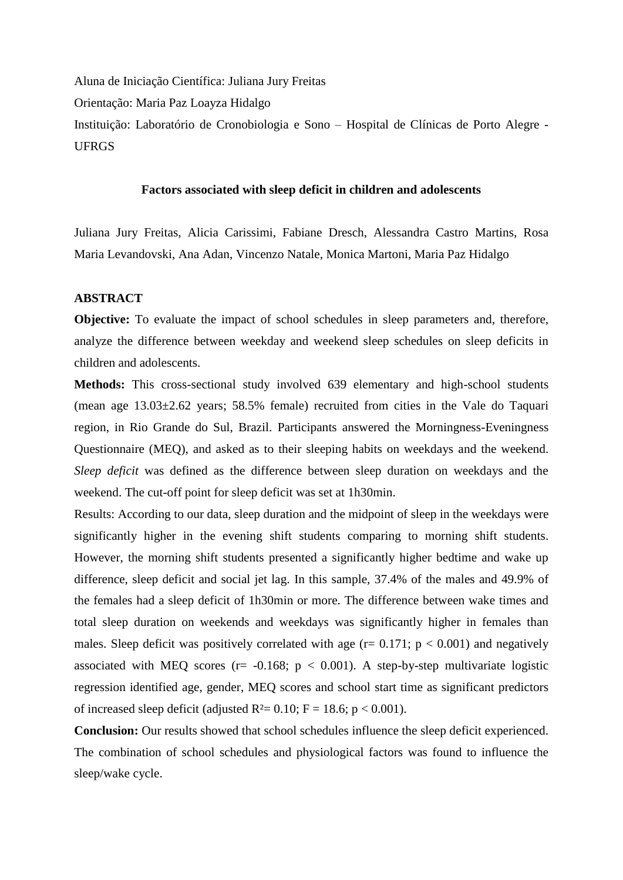Aluna de Iniciação Científica: Juliana Jury Freitas

Orientação: Maria Paz Loayza Hidalgo

Instituição: Laboratório de Cronobiologia e Sono – Hospital de Clínicas de Porto Alegre - UFRGS

**Factors associated with sleep deficit in children and adolescents**

Juliana Jury Freitas, Alicia Carissimi, Fabiane Dresch, Alessandra Castro Martins, Rosa Maria Levandovski, Ana Adan, Vincenzo Natale, Monica Martoni, Maria Paz Hidalgo

**ABSTRACT**

**Objective:** To evaluate the impact of school schedules in sleep parameters and, therefore, analyze the difference between weekday and weekend sleep schedules on sleep deficits in children and adolescents.

**Methods:** This cross-sectional study involved 639 elementary and high-school students (mean age 13.03±2.62 years; 58.5% female) recruited from cities in the Vale do Taquari region, in Rio Grande do Sul, Brazil. Participants answered the Morningness-Eveningness Questionnaire (MEQ), and asked as to their sleeping habits on weekdays and the weekend. *Sleep deficit* was defined as the difference between sleep duration on weekdays and the weekend. The cut-off point for sleep deficit was set at 1h30min.

Results: According to our data, sleep duration and the midpoint of sleep in the weekdays were significantly higher in the evening shift students comparing to morning shift students. However, the morning shift students presented a significantly higher bedtime and wake up difference, sleep deficit and social jet lag. In this sample, 37.4% of the males and 49.9% of the females had a sleep deficit of 1h30min or more. The difference between wake times and total sleep duration on weekends and weekdays was significantly higher in females than males. Sleep deficit was positively correlated with age ($r= 0.171$; $p < 0.001$) and negatively associated with MEQ scores ($r= -0.168$; $p < 0.001$). A step-by-step multivariate logistic regression identified age, gender, MEQ scores and school start time as significant predictors of increased sleep deficit (adjusted $R^2= 0.10$; $F = 18.6$; $p < 0.001$).

**Conclusion:** Our results showed that school schedules influence the sleep deficit experienced. The combination of school schedules and physiological factors was found to influence the sleep/wake cycle.